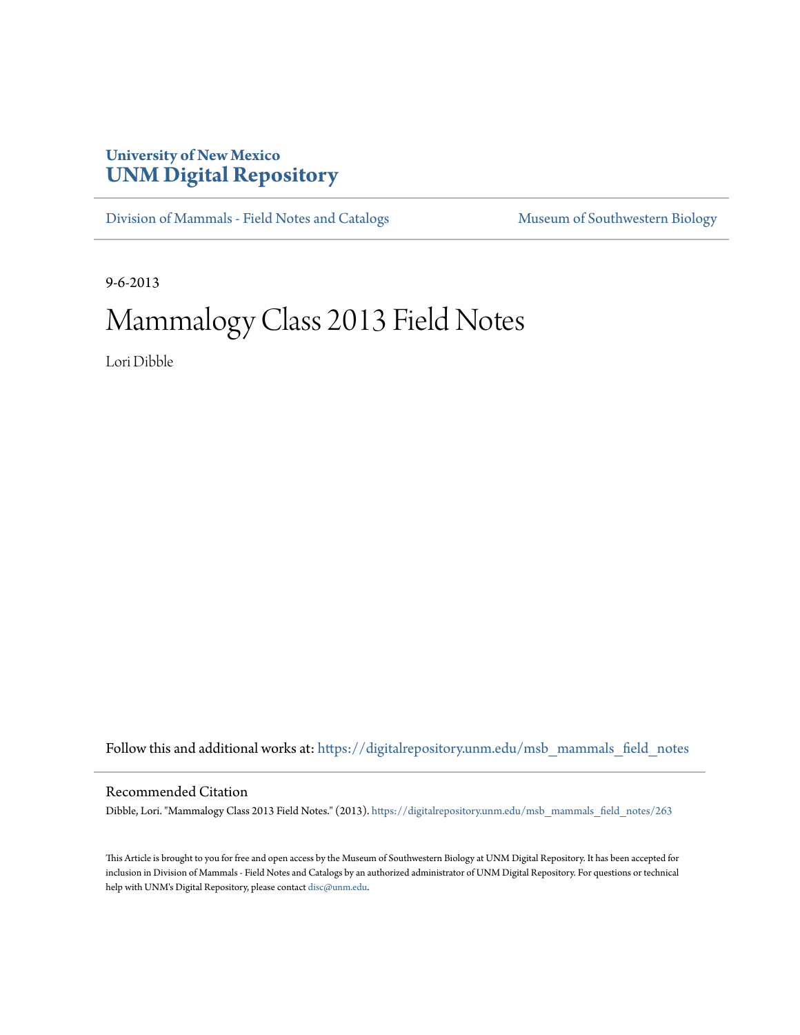University of New Mexico
**UNM Digital Repository**

Division of Mammals - Field Notes and Catalogs | Museum of Southwestern Biology

9-6-2013

# Mammalogy Class 2013 Field Notes

Lori Dibble

Follow this and additional works at: https://digitalrepository.unm.edu/msb_mammals_field_notes

## Recommended Citation

Dibble, Lori. "Mammalogy Class 2013 Field Notes." (2013). https://digitalrepository.unm.edu/msb_mammals_field_notes/263

This Article is brought to you for free and open access by the Museum of Southwestern Biology at UNM Digital Repository. It has been accepted for inclusion in Division of Mammals - Field Notes and Catalogs by an authorized administrator of UNM Digital Repository. For questions or technical help with UNM's Digital Repository, please contact disc@unm.edu.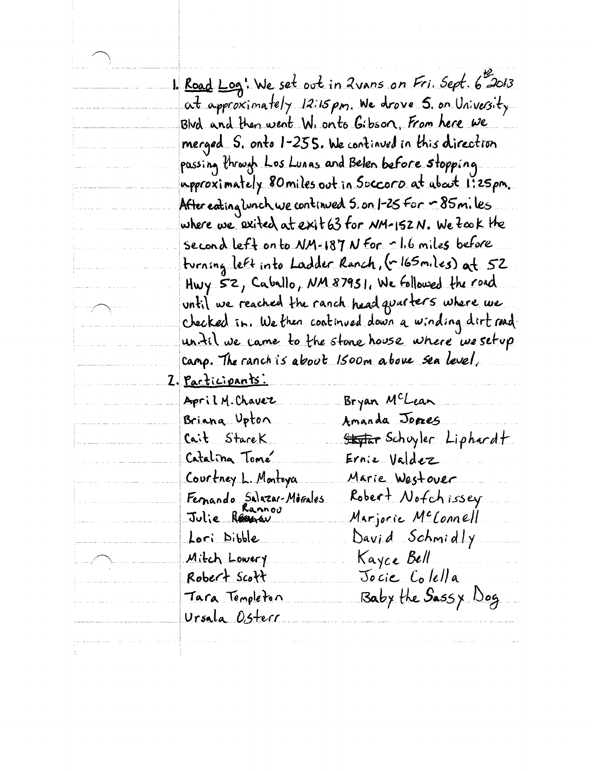1. Road Log: We set out in 2vans on Fri. Sept. 6th 2013 at approximately 12:15pm. We drove S. on University Blvd and then went W. onto Gibson. From here we merged S. onto I-25S. We continued in this direction passing through Los Lunas and Belen before stopping approximately 80miles out in Soccoro at about 1:25pm. After eating lunch we continued S. on I-25 for ~85miles where we exited at exit 63 for NM-152 N. We took the second left onto NM-187 N for ~1.6 miles before turning left into Ladder Ranch, (~165miles) at 52 Hwy 52, Caballo, NM 87931. We followed the road until we reached the ranch headquarters where we checked in. We then continued down a winding dirt road until we came to the stone house where we setup camp. The ranch is about 1500m above sea level.

2. Participants:

| | |
|---|---|
| April M. Chavez | Bryan McLean |
| Briana Upton | Amanda Jones |
| Cait Starek | ~~Skylar~~ Schuyler Liphardt |
| Catalina Tomé | Ernie Valdez |
| Courtney L. Montoya | Marie Westover |
| Fernando Salazar-Mirales | Robert Nofchissey |
| Julie ~~Rannau~~ Rannou | Marjorie McConnell |
| Lori Dibble | David Schmidly |
| Mitch Lowery | Kayce Bell |
| Robert Scott | Jocie Colella |
| Tara Templeton | Baby the Sassy Dog |
| Ursala Osterr | |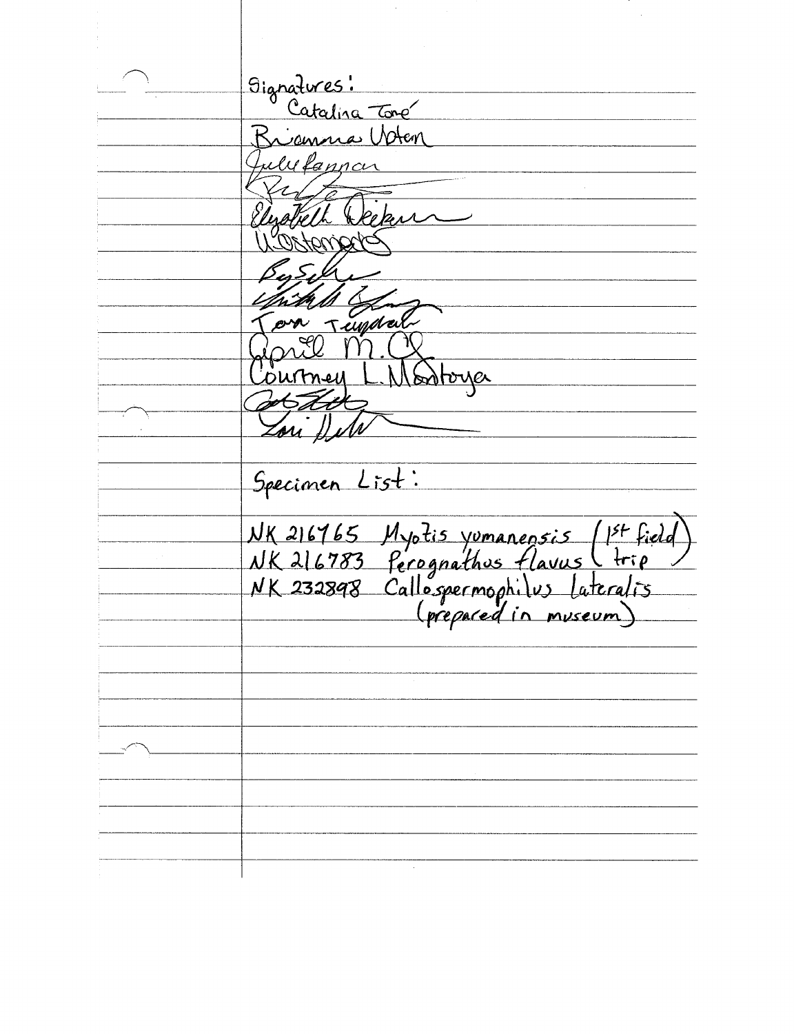Signatures:

Catalina Toré

Brianna Uoten

Julie Fannan

[signature]

Elizabeth Deeken

[signature]

[signature]

[signature]

Tom Tundall

April M. C.

Courtney L. Montoya

[signature]

Lori Holt

Specimen List:

NK 216765 *Myotis yumanensis* (1st field trip)
NK 216783 *Perognathus flavus*
NK 232898 *Callospermophilus lateralis* (prepared in museum)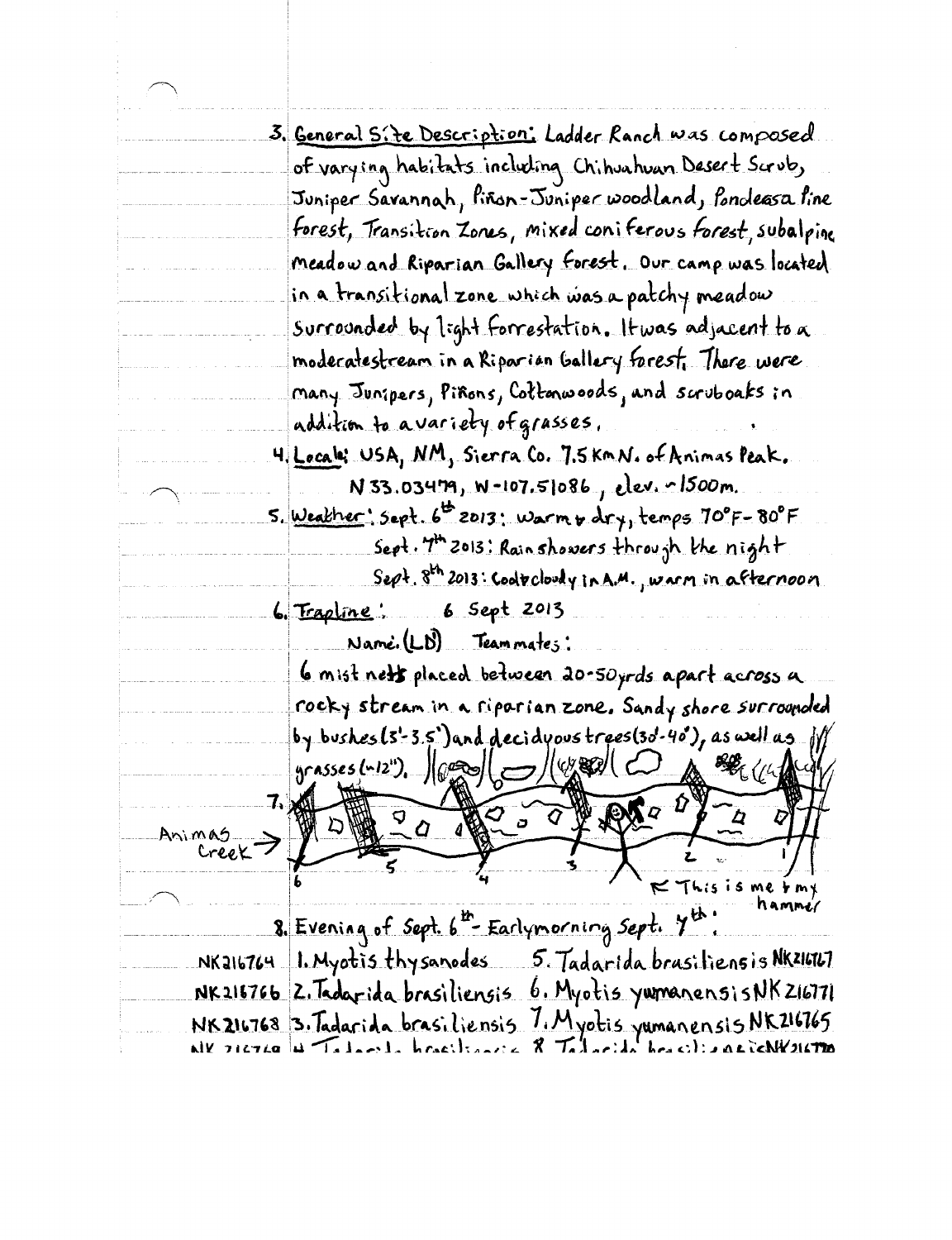3. <u>General Site Description</u>: Ladder Ranch was composed of varying habitats including Chihuahuan Desert Scrub, Juniper Savannah, Piñon-Juniper woodland, Pondeasa Pine forest, Transition Zones, mixed coniferous forest, subalpine meadow and Riparian Gallery forest. Our camp was located in a transitional zone which was a patchy meadow surrounded by light forrestation. It was adjacent to a moderate stream in a Riparian Gallery forest. There were many Junipers, Piñons, Cottonwoods, and scruboaks in addition to a variety of grasses.

4. <u>Locale</u>: USA, NM, Sierra Co. 7.5 Km N. of Animas Peak.
   N 33.03479, W-107.51086, elev. ~1500m.

5. <u>Weather</u>: Sept. 6th 2013: Warm & dry, temps 70°F-80°F
   Sept. 7th 2013: Rain showers through the night
   Sept. 8th 2013: Cool & cloudy in A.M., warm in afternoon

6. <u>Trapline</u>: 6 Sept 2013
   Name: (LD) Teammates:
   6 mist nets placed between 20-50yrds apart across a rocky stream in a riparian zone. Sandy shore surrounded by bushes (3'-3.5') and deciduous trees (30'-40'), as well as grasses (~12").

7. Animas Creek → 6, 5, 4, 3, 2, 1
   ← This is me & my hammer

8. Evening of Sept. 6th - Early morning Sept. 7th:

NK216764 1. Myotis thysanodes
NK216766 2. Tadarida brasiliensis
NK216768 3. Tadarida brasiliensis
NK 216769 4. Tadarida brasiliensis
5. Tadarida brasiliensis NK216767
6. Myotis yumanensis NK216771
7. Myotis yumanensis NK216765
8. Tadarida brasiliensis NK216770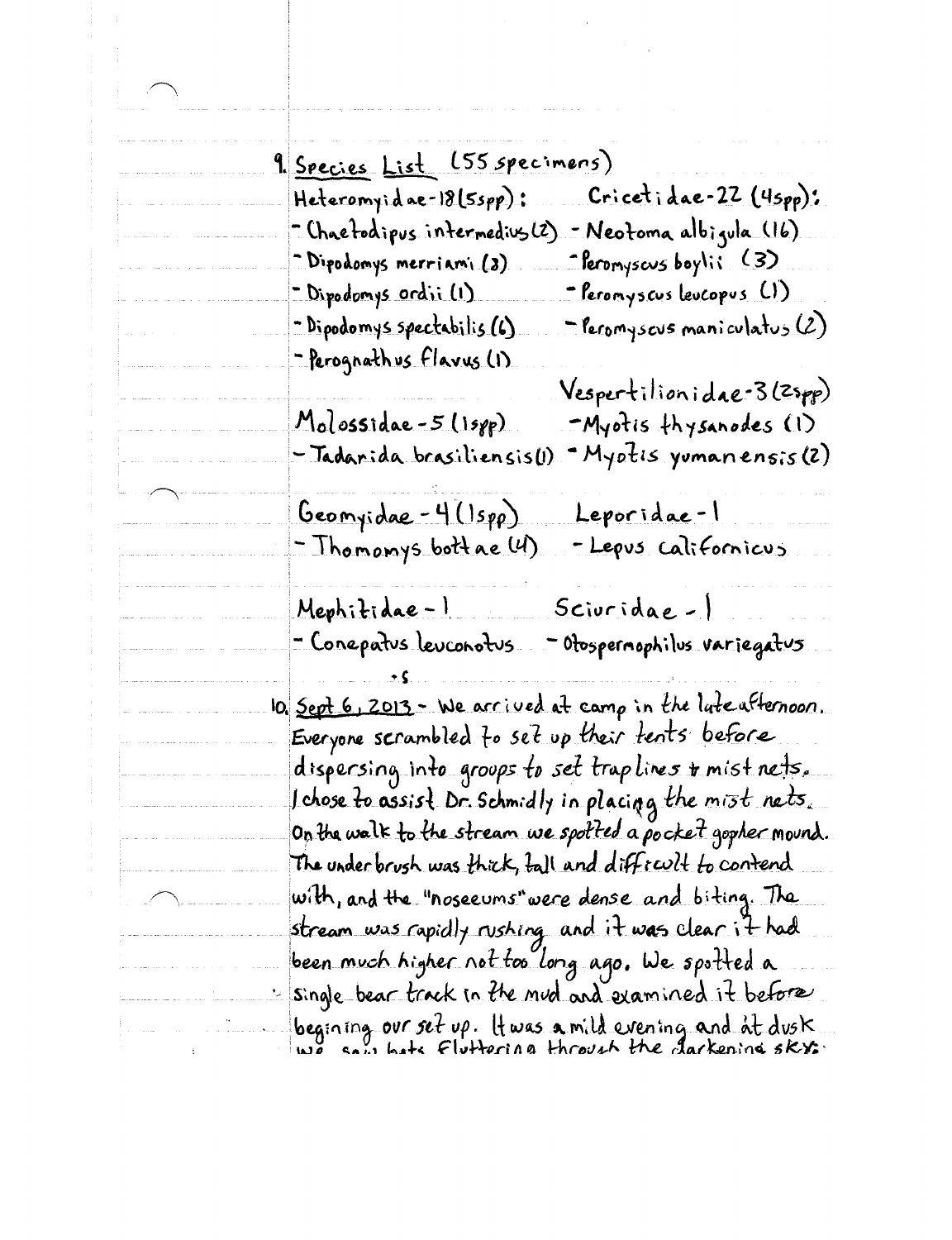9. Species List (55 specimens)

Heteromyidae-18 (5spp):
- Chaetodipus intermedius (2)
- Dipodomys merriami (8)
- Dipodomys ordii (1)
- Dipodomys spectabilis (6)
- Perognathus flavus (1)

Cricetidae-22 (4spp):
- Neotoma albigula (16)
- Peromyscus boylii (3)
- Peromyscus leucopus (1)
- Peromyscus maniculatus (2)

Molossidae-5 (1spp)
- Tadarida brasiliensis (1)

Vespertilionidae-3 (2spp)
- Myotis thysanodes (1)
- Myotis yumanensis (2)

Geomyidae-4 (1spp)
- Thomomys bottae (4)

Leporidae-1
- Lepus californicus

Mephitidae-1
- Conepatus leuconotus

Sciuridae-1
- Otospermophilus variegatus

10. Sept 6, 2013 - We arrived at camp in the late afternoon. Everyone scrambled to set up their tents before dispersing into groups to set traplines + mist nets. I chose to assist Dr. Schmidly in placing the mist nets. On the walk to the stream we spotted a pocket gopher mound. The underbrush was thick, tall and difficult to contend with, and the "noseeums" were dense and biting. The stream was rapidly rushing and it was clear it had been much higher not too long ago. We spotted a single bear track in the mud and examined it before begining our set up. It was a mild evening and at dusk we saw bats fluttering through the darkening sky.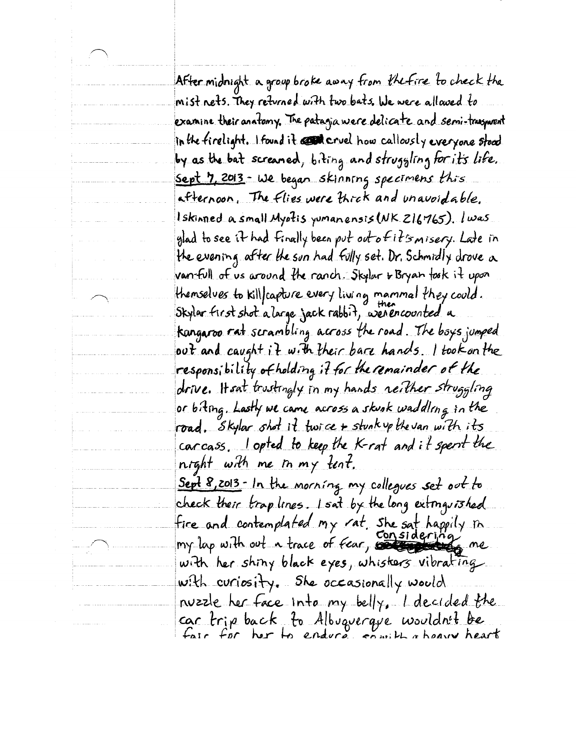After midnight a group broke away from the fire to check the mist nets. They returned with two bats. We were allowed to examine their anatomy. The patagia were delicate and semi-transparent in the firelight. I found it cruel how callously everyone stood by as the bat screamed, biting and struggling for it's life.

Sept 7, 2013 - We began skinning specimens this afternoon. The flies were thick and unavoidable. I skinned a small Myotis yumanensis (NK 216765). I was glad to see it had finally been put out of it's misery. Late in the evening after the sun had fully set. Dr. Schmidly drove a van-full of us around the ranch. Skylar & Bryan took it upon themselves to kill/capture every living mammal they could. Skylar first shot a large jack rabbit, then we encounted a kangaroo rat scrambling across the road. The boys jumped out and caught it with their bare hands. I took on the responsibility of holding it for the remainder of the drive. It sat trustingly in my hands neither struggling or biting. Lastly we came across a skunk waddling in the road. Skylar shot it twice & stunk up the van with its carcass. I opted to keep the K-rat and it spent the night with me in my tent.

Sept 8, 2013 - In the morning my collegues set out to check their trap lines. I sat by the long extinguished fire and contemplated my rat. She sat happily in my lap with out a trace of fear, considering me with her shiny black eyes, whiskers vibrating with curiosity. She occasionally would nuzzle her face into my belly. I decided the car trip back to Albuquerque wouldn't be fair for her to endure, so with a heavy heart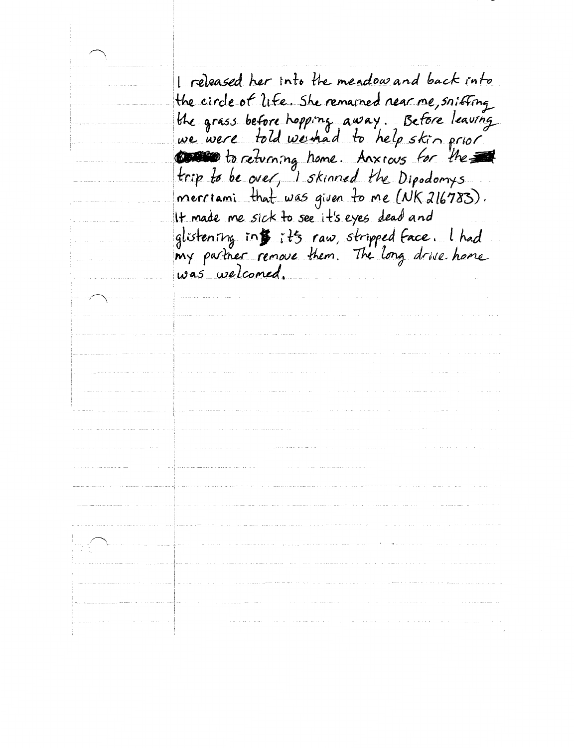I released her into the meadow and back into the circle of life. She remarned near me, sniffing the grass before hopping away. Before leaving we were told we had to help skin prior to returning home. Anxious for the trip to be over, I skinned the Dipodomys merriami that was given to me (NK 216783). It made me sick to see it's eyes dead and glistening in it's raw, stripped face. I had my partner remove them. The long drive home was welcomed.